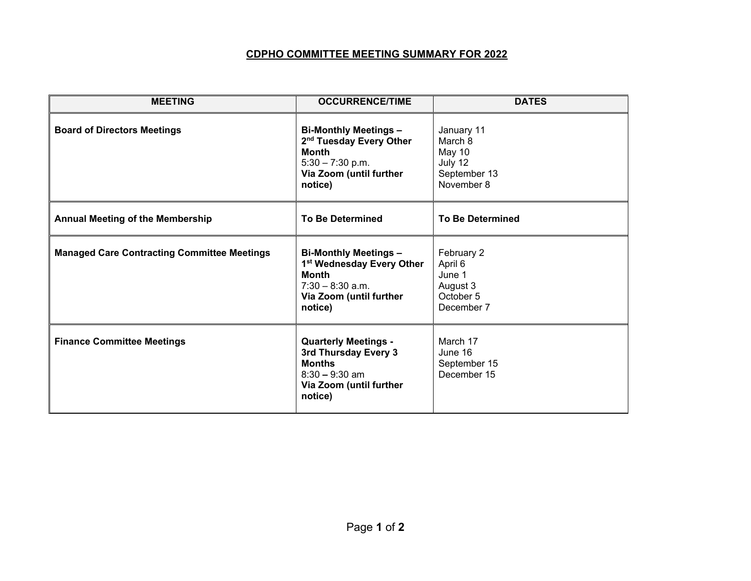# CDPHO COMMITTEE MEETING SUMMARY FOR 2022

| MEETING | OCCURRENCE/TIME | DATES |
|---|---|---|
| **Board of Directors Meetings** | **Bi-Monthly Meetings – 2nd Tuesday Every Other Month**<br>5:30 – 7:30 p.m.<br>**Via Zoom (until further notice)** | January 11<br>March 8<br>May 10<br>July 12<br>September 13<br>November 8 |
| **Annual Meeting of the Membership** | **To Be Determined** | **To Be Determined** |
| **Managed Care Contracting Committee Meetings** | **Bi-Monthly Meetings – 1st Wednesday Every Other Month**<br>7:30 – 8:30 a.m.<br>**Via Zoom (until further notice)** | February 2<br>April 6<br>June 1<br>August 3<br>October 5<br>December 7 |
| **Finance Committee Meetings** | **Quarterly Meetings - 3rd Thursday Every 3 Months**<br>8:30 – 9:30 am<br>**Via Zoom (until further notice)** | March 17<br>June 16<br>September 15<br>December 15 |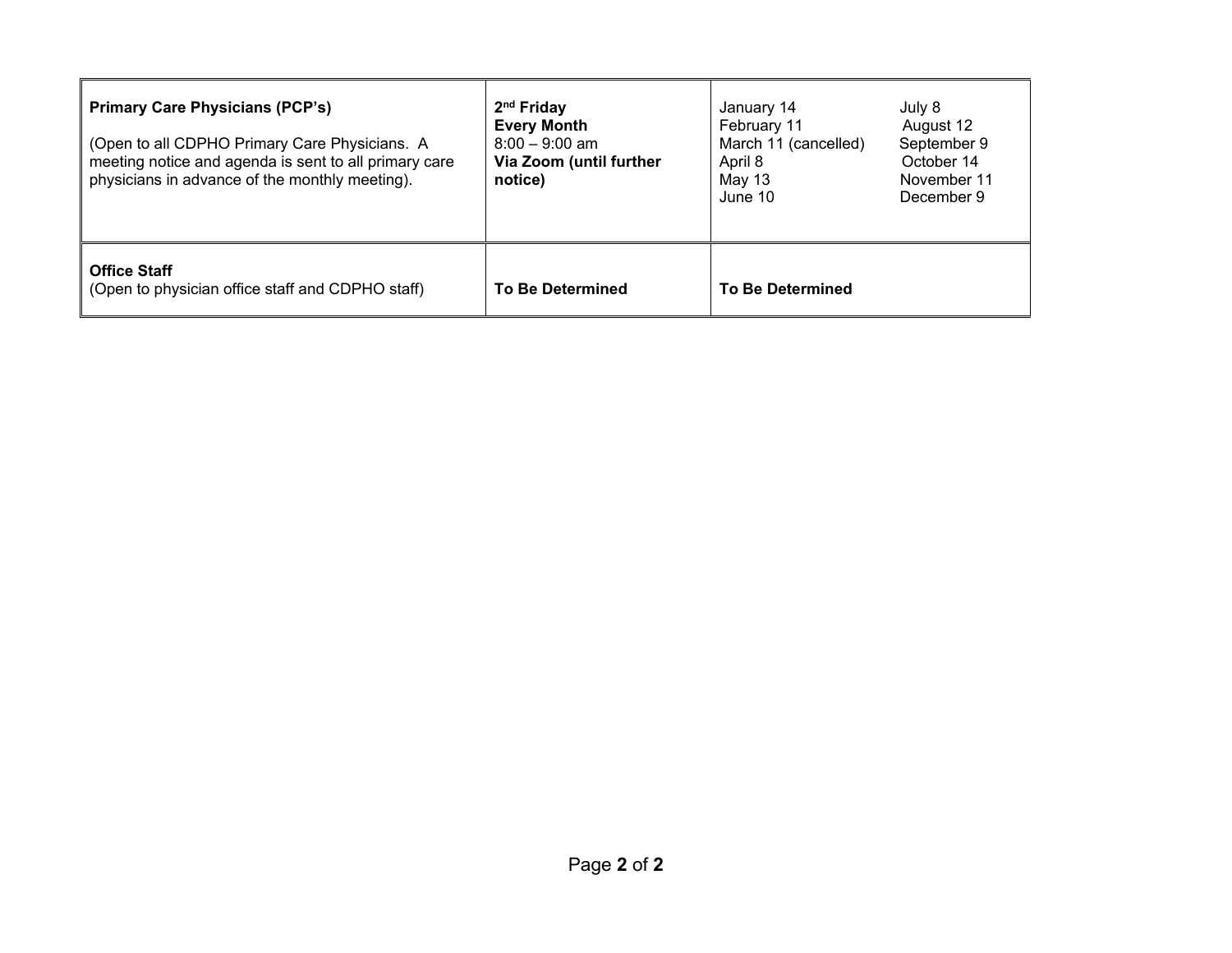| | | |
|---|---|---|
| **Primary Care Physicians (PCP's)**<br><br>(Open to all CDPHO Primary Care Physicians. A meeting notice and agenda is sent to all primary care physicians in advance of the monthly meeting). | **2nd Friday**<br>**Every Month**<br>8:00 – 9:00 am<br>**Via Zoom (until further notice)** | January 14<br>February 11<br>March 11 (cancelled)<br>April 8<br>May 13<br>June 10<br>July 8<br>August 12<br>September 9<br>October 14<br>November 11<br>December 9 |
| **Office Staff**<br>(Open to physician office staff and CDPHO staff) | **To Be Determined** | **To Be Determined** |